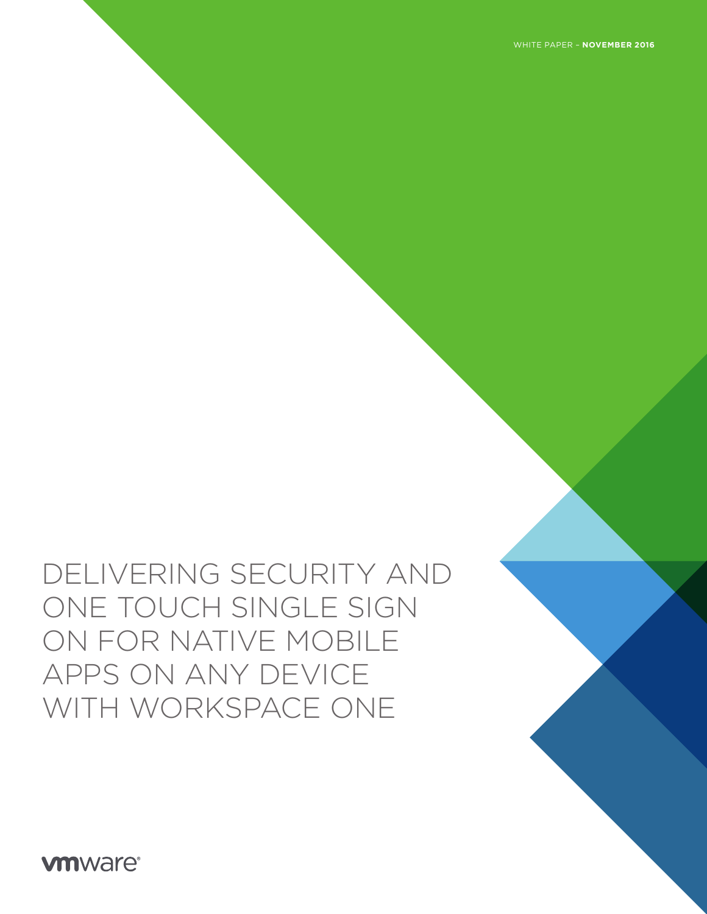WHITE PAPER – **NOVEMBER 2016**

# DELIVERING SECURITY AND ONE TOUCH SINGLE SIGN ON FOR NATIVE MOBILE APPS ON ANY DEVICE WITH WORKSPACE ONE

vmware®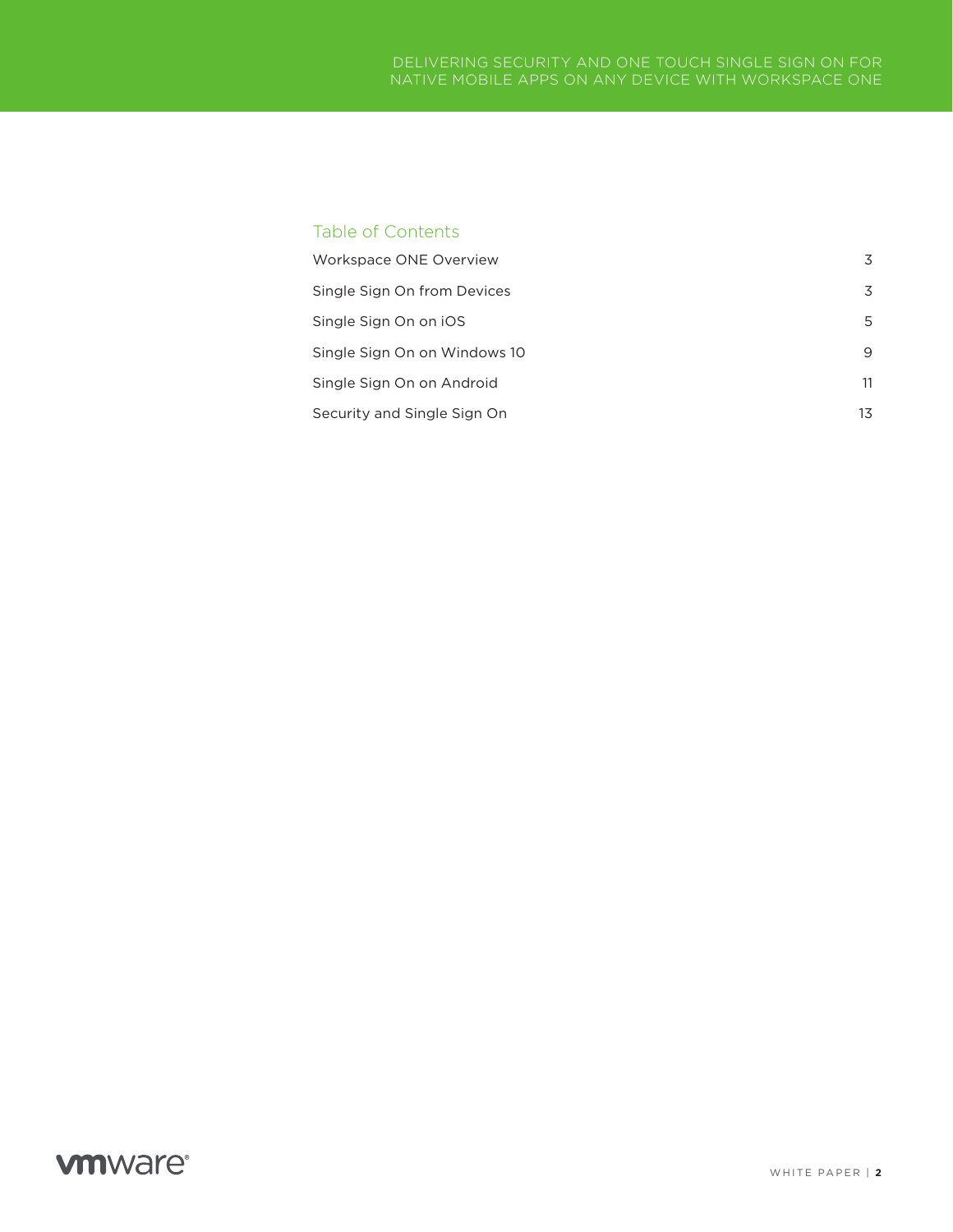## Table of Contents

| | |
|---|---|
| Workspace ONE Overview | 3 |
| Single Sign On from Devices | 3 |
| Single Sign On on iOS | 5 |
| Single Sign On on Windows 10 | 9 |
| Single Sign On on Android | 11 |
| Security and Single Sign On | 13 |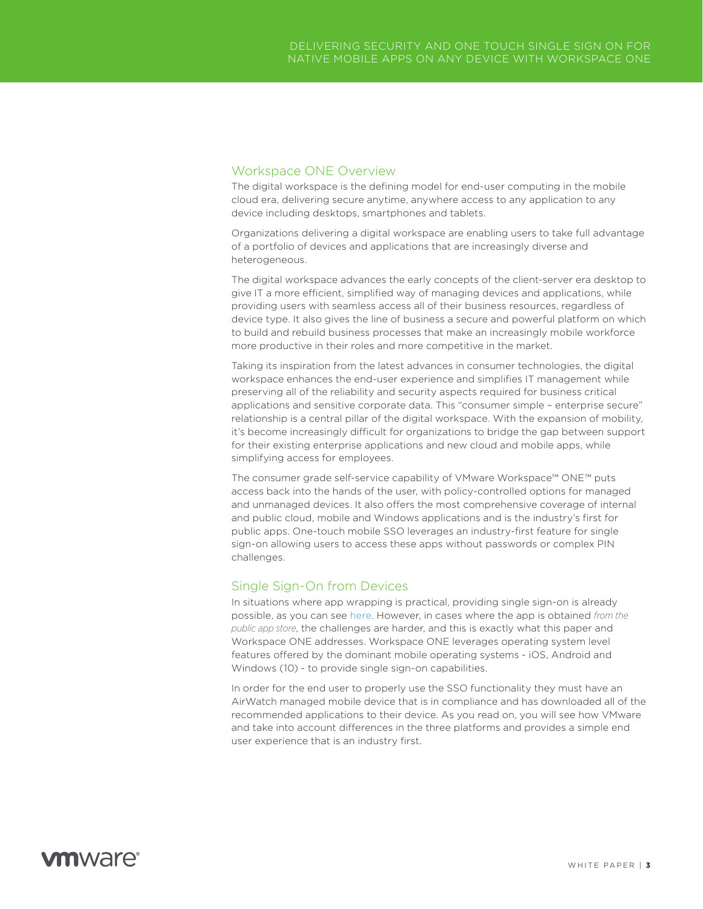## Workspace ONE Overview

The digital workspace is the defining model for end-user computing in the mobile cloud era, delivering secure anytime, anywhere access to any application to any device including desktops, smartphones and tablets.

Organizations delivering a digital workspace are enabling users to take full advantage of a portfolio of devices and applications that are increasingly diverse and heterogeneous.

The digital workspace advances the early concepts of the client-server era desktop to give IT a more efficient, simplified way of managing devices and applications, while providing users with seamless access all of their business resources, regardless of device type. It also gives the line of business a secure and powerful platform on which to build and rebuild business processes that make an increasingly mobile workforce more productive in their roles and more competitive in the market.

Taking its inspiration from the latest advances in consumer technologies, the digital workspace enhances the end-user experience and simplifies IT management while preserving all of the reliability and security aspects required for business critical applications and sensitive corporate data. This "consumer simple – enterprise secure" relationship is a central pillar of the digital workspace. With the expansion of mobility, it's become increasingly difficult for organizations to bridge the gap between support for their existing enterprise applications and new cloud and mobile apps, while simplifying access for employees.

The consumer grade self-service capability of VMware Workspace™ ONE™ puts access back into the hands of the user, with policy-controlled options for managed and unmanaged devices. It also offers the most comprehensive coverage of internal and public cloud, mobile and Windows applications and is the industry's first for public apps. One-touch mobile SSO leverages an industry-first feature for single sign-on allowing users to access these apps without passwords or complex PIN challenges.

## Single Sign-On from Devices

In situations where app wrapping is practical, providing single sign-on is already possible, as you can see here. However, in cases where the app is obtained *from the public app store*, the challenges are harder, and this is exactly what this paper and Workspace ONE addresses. Workspace ONE leverages operating system level features offered by the dominant mobile operating systems - iOS, Android and Windows (10) - to provide single sign-on capabilities.

In order for the end user to properly use the SSO functionality they must have an AirWatch managed mobile device that is in compliance and has downloaded all of the recommended applications to their device. As you read on, you will see how VMware and take into account differences in the three platforms and provides a simple end user experience that is an industry first.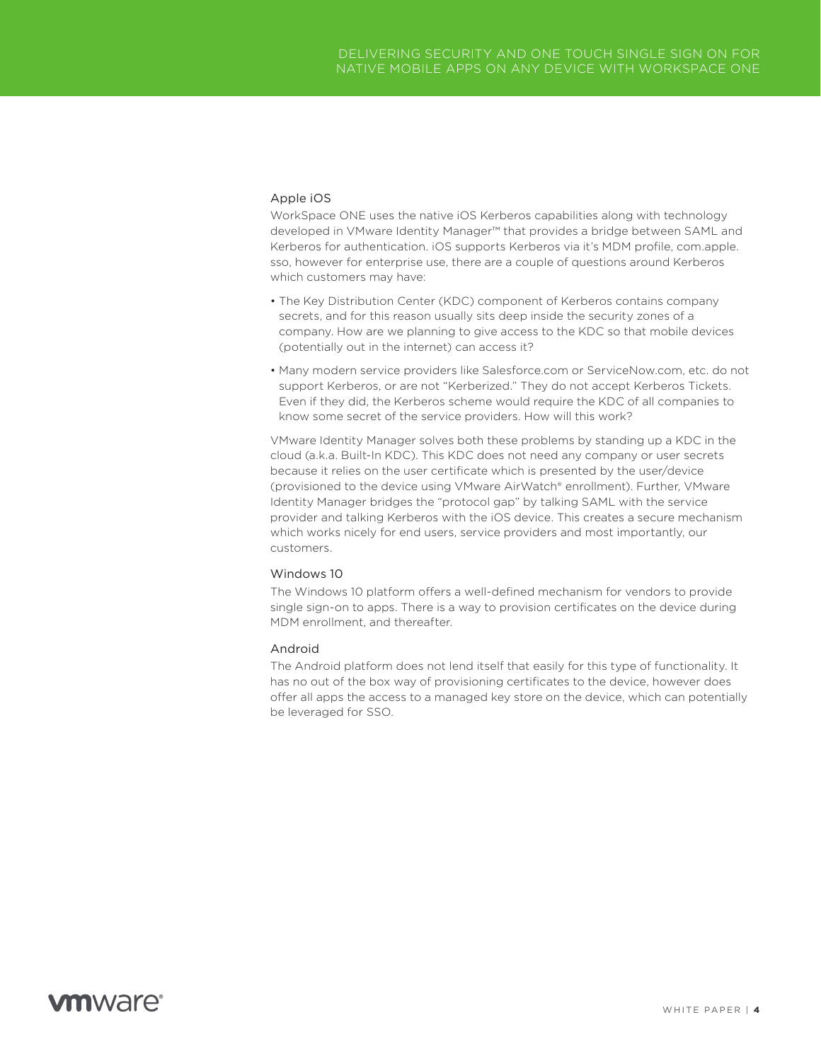### Apple iOS

WorkSpace ONE uses the native iOS Kerberos capabilities along with technology developed in VMware Identity Manager™ that provides a bridge between SAML and Kerberos for authentication. iOS supports Kerberos via it's MDM profile, com.apple.sso, however for enterprise use, there are a couple of questions around Kerberos which customers may have:

- The Key Distribution Center (KDC) component of Kerberos contains company secrets, and for this reason usually sits deep inside the security zones of a company. How are we planning to give access to the KDC so that mobile devices (potentially out in the internet) can access it?
- Many modern service providers like Salesforce.com or ServiceNow.com, etc. do not support Kerberos, or are not "Kerberized." They do not accept Kerberos Tickets. Even if they did, the Kerberos scheme would require the KDC of all companies to know some secret of the service providers. How will this work?

VMware Identity Manager solves both these problems by standing up a KDC in the cloud (a.k.a. Built-In KDC). This KDC does not need any company or user secrets because it relies on the user certificate which is presented by the user/device (provisioned to the device using VMware AirWatch® enrollment). Further, VMware Identity Manager bridges the "protocol gap" by talking SAML with the service provider and talking Kerberos with the iOS device. This creates a secure mechanism which works nicely for end users, service providers and most importantly, our customers.

### Windows 10

The Windows 10 platform offers a well-defined mechanism for vendors to provide single sign-on to apps. There is a way to provision certificates on the device during MDM enrollment, and thereafter.

### Android

The Android platform does not lend itself that easily for this type of functionality. It has no out of the box way of provisioning certificates to the device, however does offer all apps the access to a managed key store on the device, which can potentially be leveraged for SSO.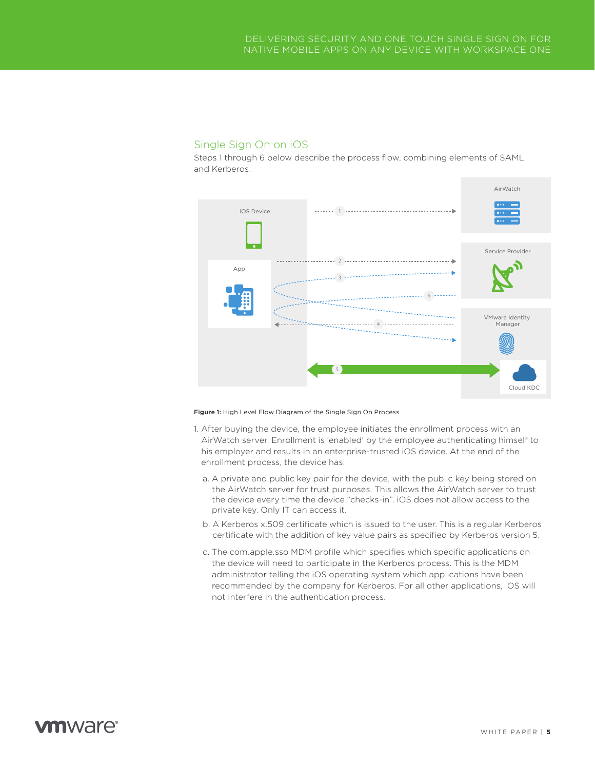## Single Sign On on iOS

Steps 1 through 6 below describe the process flow, combining elements of SAML and Kerberos.

**Figure 1:** High Level Flow Diagram of the Single Sign On Process

1. After buying the device, the employee initiates the enrollment process with an AirWatch server. Enrollment is 'enabled' by the employee authenticating himself to his employer and results in an enterprise-trusted iOS device. At the end of the enrollment process, the device has:

    a. A private and public key pair for the device, with the public key being stored on the AirWatch server for trust purposes. This allows the AirWatch server to trust the device every time the device "checks-in". iOS does not allow access to the private key. Only IT can access it.

    b. A Kerberos x.509 certificate which is issued to the user. This is a regular Kerberos certificate with the addition of key value pairs as specified by Kerberos version 5.

    c. The com.apple.sso MDM profile which specifies which specific applications on the device will need to participate in the Kerberos process. This is the MDM administrator telling the iOS operating system which applications have been recommended by the company for Kerberos. For all other applications, iOS will not interfere in the authentication process.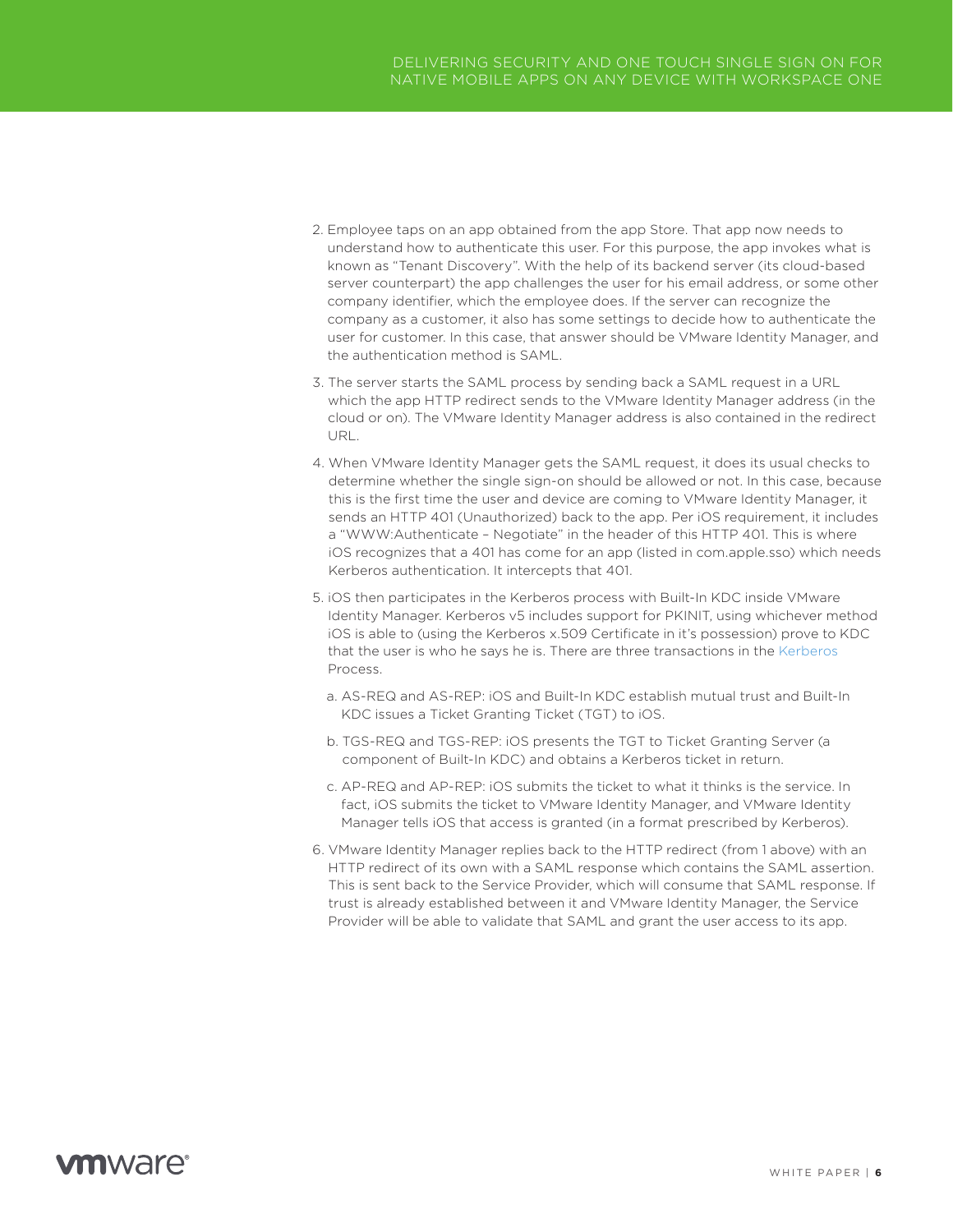2. Employee taps on an app obtained from the app Store. That app now needs to understand how to authenticate this user. For this purpose, the app invokes what is known as "Tenant Discovery". With the help of its backend server (its cloud-based server counterpart) the app challenges the user for his email address, or some other company identifier, which the employee does. If the server can recognize the company as a customer, it also has some settings to decide how to authenticate the user for customer. In this case, that answer should be VMware Identity Manager, and the authentication method is SAML.

3. The server starts the SAML process by sending back a SAML request in a URL which the app HTTP redirect sends to the VMware Identity Manager address (in the cloud or on). The VMware Identity Manager address is also contained in the redirect URL.

4. When VMware Identity Manager gets the SAML request, it does its usual checks to determine whether the single sign-on should be allowed or not. In this case, because this is the first time the user and device are coming to VMware Identity Manager, it sends an HTTP 401 (Unauthorized) back to the app. Per iOS requirement, it includes a "WWW:Authenticate – Negotiate" in the header of this HTTP 401. This is where iOS recognizes that a 401 has come for an app (listed in com.apple.sso) which needs Kerberos authentication. It intercepts that 401.

5. iOS then participates in the Kerberos process with Built-In KDC inside VMware Identity Manager. Kerberos v5 includes support for PKINIT, using whichever method iOS is able to (using the Kerberos x.509 Certificate in it's possession) prove to KDC that the user is who he says he is. There are three transactions in the Kerberos Process.

   a. AS-REQ and AS-REP: iOS and Built-In KDC establish mutual trust and Built-In KDC issues a Ticket Granting Ticket (TGT) to iOS.

   b. TGS-REQ and TGS-REP: iOS presents the TGT to Ticket Granting Server (a component of Built-In KDC) and obtains a Kerberos ticket in return.

   c. AP-REQ and AP-REP: iOS submits the ticket to what it thinks is the service. In fact, iOS submits the ticket to VMware Identity Manager, and VMware Identity Manager tells iOS that access is granted (in a format prescribed by Kerberos).

6. VMware Identity Manager replies back to the HTTP redirect (from 1 above) with an HTTP redirect of its own with a SAML response which contains the SAML assertion. This is sent back to the Service Provider, which will consume that SAML response. If trust is already established between it and VMware Identity Manager, the Service Provider will be able to validate that SAML and grant the user access to its app.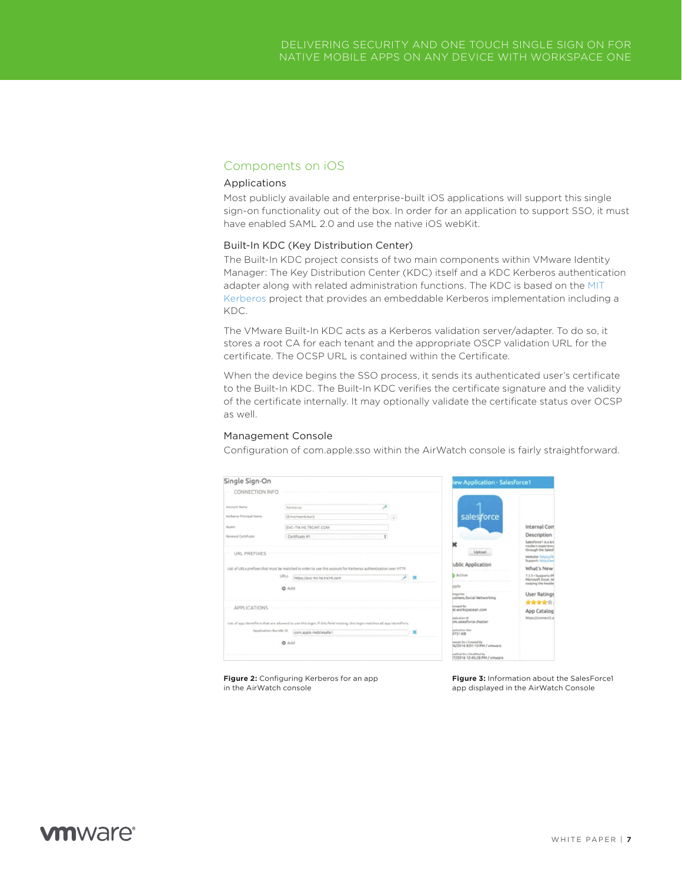## Components on iOS

### Applications

Most publicly available and enterprise-built iOS applications will support this single sign-on functionality out of the box. In order for an application to support SSO, it must have enabled SAML 2.0 and use the native iOS webKit.

### Built-In KDC (Key Distribution Center)

The Built-In KDC project consists of two main components within VMware Identity Manager: The Key Distribution Center (KDC) itself and a KDC Kerberos authentication adapter along with related administration functions. The KDC is based on the MIT Kerberos project that provides an embeddable Kerberos implementation including a KDC.

The VMware Built-In KDC acts as a Kerberos validation server/adapter. To do so, it stores a root CA for each tenant and the appropriate OSCP validation URL for the certificate. The OCSP URL is contained within the Certificate.

When the device begins the SSO process, it sends its authenticated user's certificate to the Built-In KDC. The Built-In KDC verifies the certificate signature and the validity of the certificate internally. It may optionally validate the certificate status over OCSP as well.

### Management Console

Configuration of com.apple.sso within the AirWatch console is fairly straightforward.

**Figure 2:** Configuring Kerberos for an app in the AirWatch console

**Figure 3:** Information about the SalesForce1 app displayed in the AirWatch Console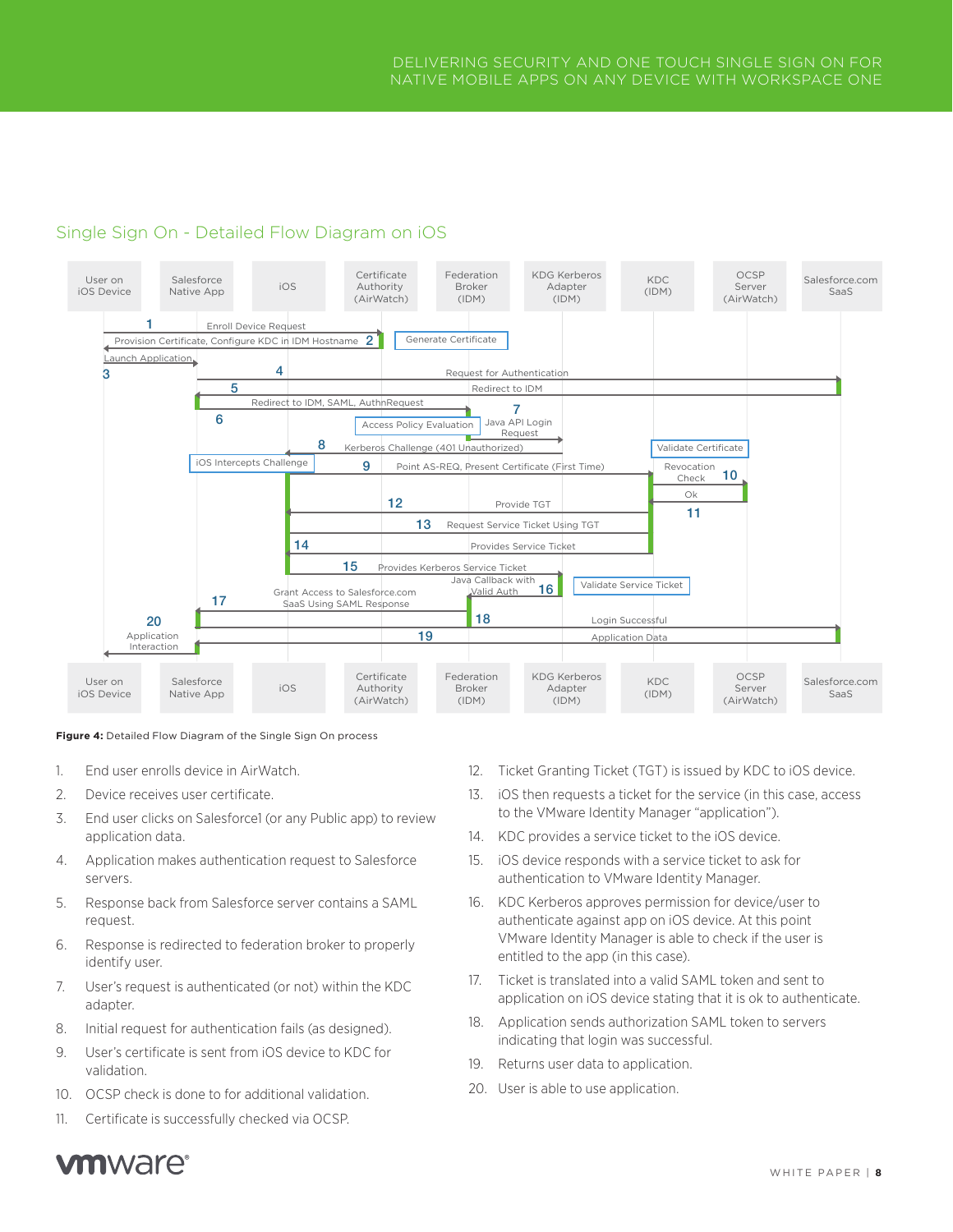## Single Sign On - Detailed Flow Diagram on iOS

**Figure 4:** Detailed Flow Diagram of the Single Sign On process

1. End user enrolls device in AirWatch.
2. Device receives user certificate.
3. End user clicks on Salesforce1 (or any Public app) to review application data.
4. Application makes authentication request to Salesforce servers.
5. Response back from Salesforce server contains a SAML request.
6. Response is redirected to federation broker to properly identify user.
7. User's request is authenticated (or not) within the KDC adapter.
8. Initial request for authentication fails (as designed).
9. User's certificate is sent from iOS device to KDC for validation.
10. OCSP check is done to for additional validation.
11. Certificate is successfully checked via OCSP.
12. Ticket Granting Ticket (TGT) is issued by KDC to iOS device.
13. iOS then requests a ticket for the service (in this case, access to the VMware Identity Manager "application").
14. KDC provides a service ticket to the iOS device.
15. iOS device responds with a service ticket to ask for authentication to VMware Identity Manager.
16. KDC Kerberos approves permission for device/user to authenticate against app on iOS device. At this point VMware Identity Manager is able to check if the user is entitled to the app (in this case).
17. Ticket is translated into a valid SAML token and sent to application on iOS device stating that it is ok to authenticate.
18. Application sends authorization SAML token to servers indicating that login was successful.
19. Returns user data to application.
20. User is able to use application.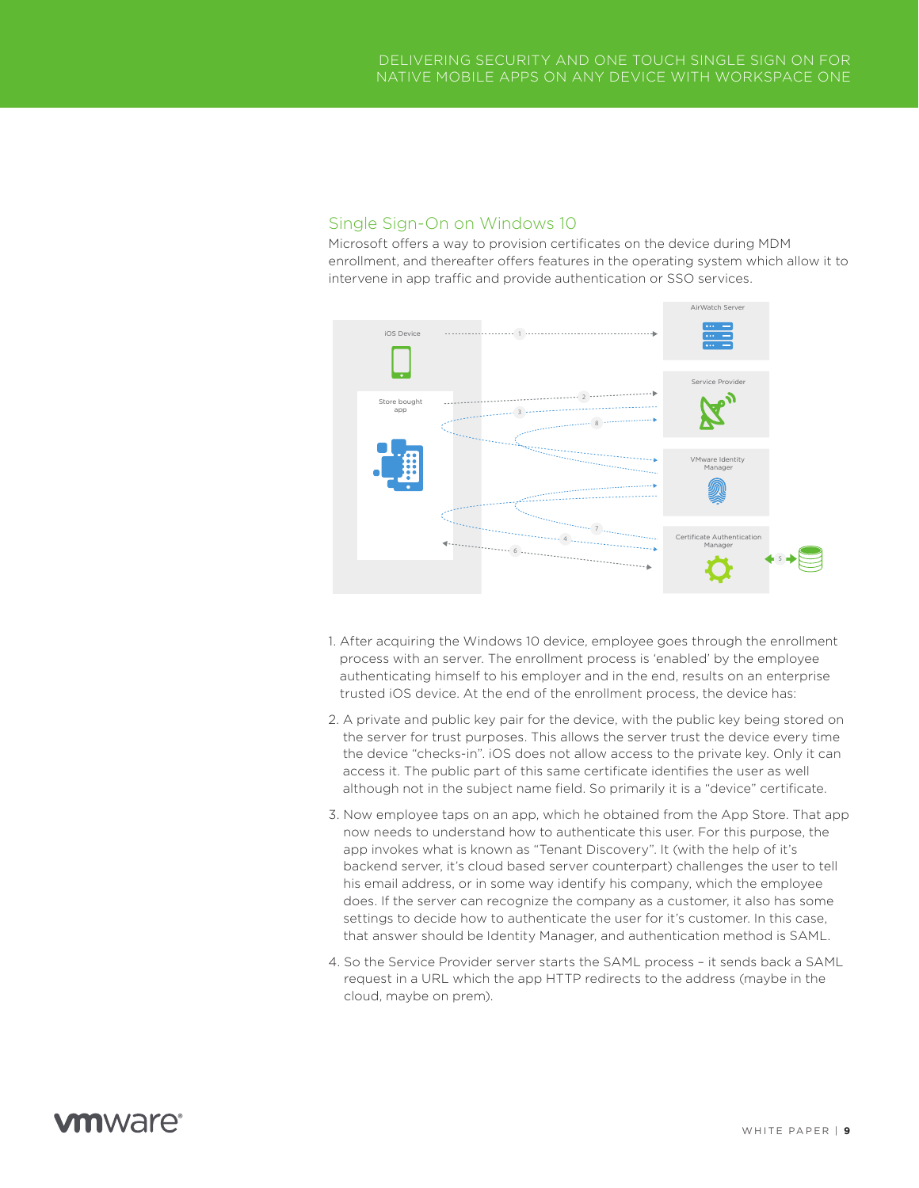## Single Sign-On on Windows 10

Microsoft offers a way to provision certificates on the device during MDM enrollment, and thereafter offers features in the operating system which allow it to intervene in app traffic and provide authentication or SSO services.

1. After acquiring the Windows 10 device, employee goes through the enrollment process with an server. The enrollment process is 'enabled' by the employee authenticating himself to his employer and in the end, results on an enterprise trusted iOS device. At the end of the enrollment process, the device has:

2. A private and public key pair for the device, with the public key being stored on the server for trust purposes. This allows the server trust the device every time the device "checks-in". iOS does not allow access to the private key. Only it can access it. The public part of this same certificate identifies the user as well although not in the subject name field. So primarily it is a "device" certificate.

3. Now employee taps on an app, which he obtained from the App Store. That app now needs to understand how to authenticate this user. For this purpose, the app invokes what is known as "Tenant Discovery". It (with the help of it's backend server, it's cloud based server counterpart) challenges the user to tell his email address, or in some way identify his company, which the employee does. If the server can recognize the company as a customer, it also has some settings to decide how to authenticate the user for it's customer. In this case, that answer should be Identity Manager, and authentication method is SAML.

4. So the Service Provider server starts the SAML process – it sends back a SAML request in a URL which the app HTTP redirects to the address (maybe in the cloud, maybe on prem).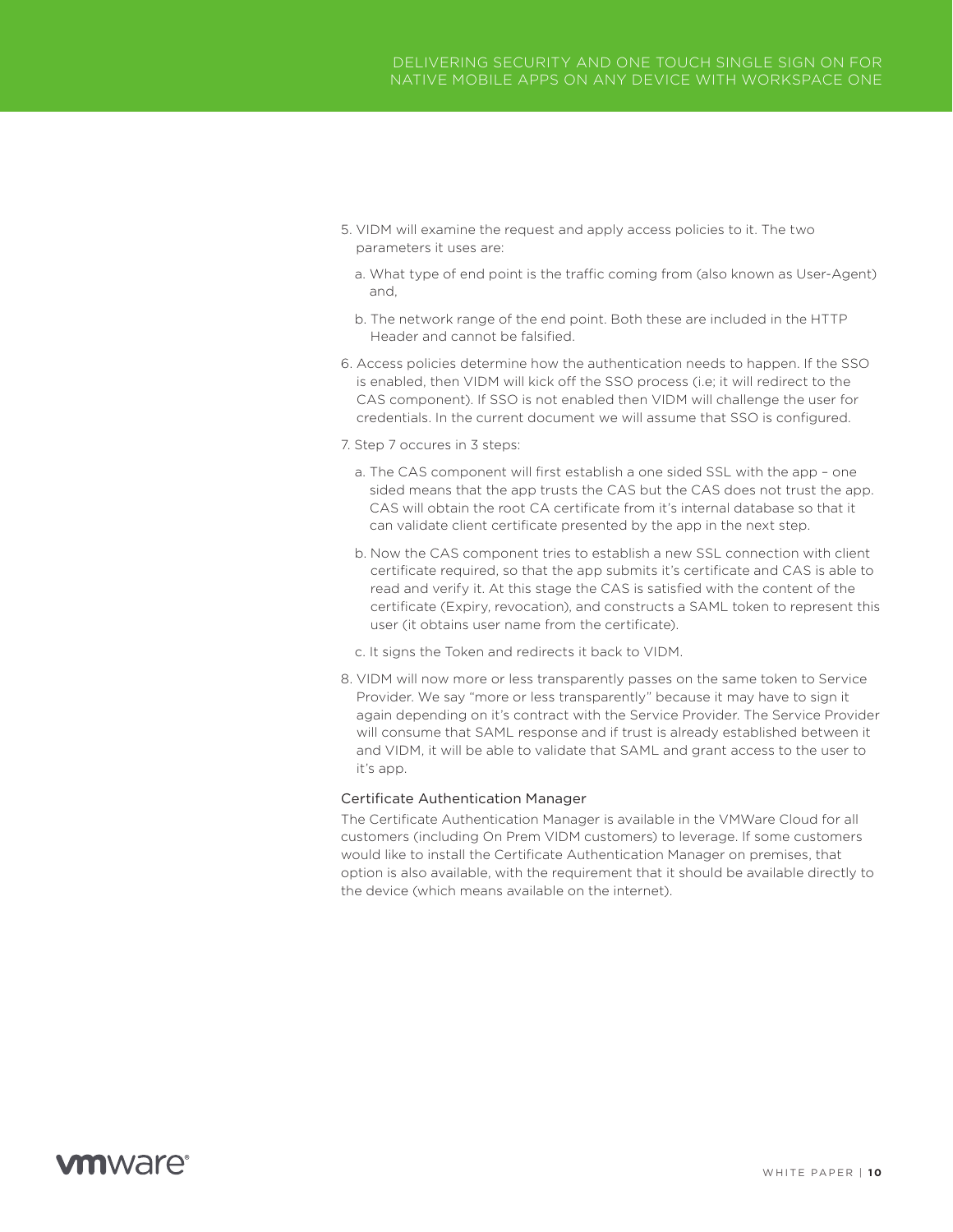5. VIDM will examine the request and apply access policies to it. The two parameters it uses are:

   a. What type of end point is the traffic coming from (also known as User-Agent) and,

   b. The network range of the end point. Both these are included in the HTTP Header and cannot be falsified.

6. Access policies determine how the authentication needs to happen. If the SSO is enabled, then VIDM will kick off the SSO process (i.e; it will redirect to the CAS component). If SSO is not enabled then VIDM will challenge the user for credentials. In the current document we will assume that SSO is configured.

7. Step 7 occures in 3 steps:

   a. The CAS component will first establish a one sided SSL with the app – one sided means that the app trusts the CAS but the CAS does not trust the app. CAS will obtain the root CA certificate from it's internal database so that it can validate client certificate presented by the app in the next step.

   b. Now the CAS component tries to establish a new SSL connection with client certificate required, so that the app submits it's certificate and CAS is able to read and verify it. At this stage the CAS is satisfied with the content of the certificate (Expiry, revocation), and constructs a SAML token to represent this user (it obtains user name from the certificate).

   c. It signs the Token and redirects it back to VIDM.

8. VIDM will now more or less transparently passes on the same token to Service Provider. We say "more or less transparently" because it may have to sign it again depending on it's contract with the Service Provider. The Service Provider will consume that SAML response and if trust is already established between it and VIDM, it will be able to validate that SAML and grant access to the user to it's app.

### Certificate Authentication Manager

The Certificate Authentication Manager is available in the VMWare Cloud for all customers (including On Prem VIDM customers) to leverage. If some customers would like to install the Certificate Authentication Manager on premises, that option is also available, with the requirement that it should be available directly to the device (which means available on the internet).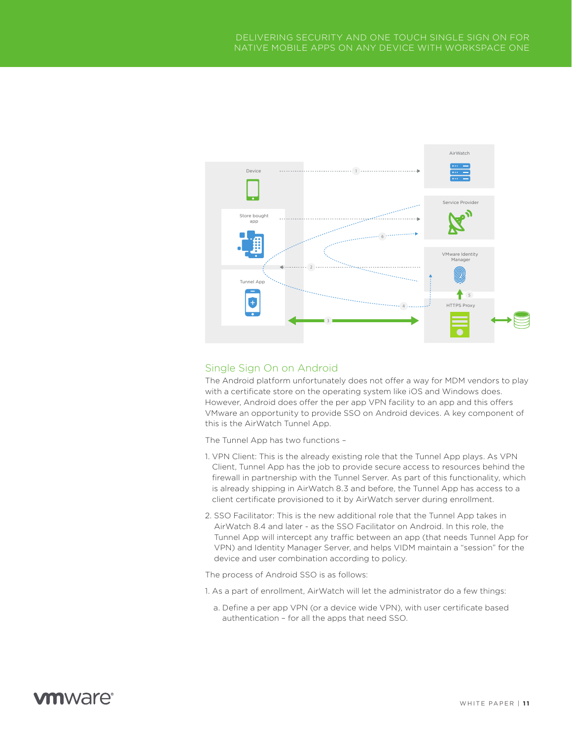## Single Sign On on Android

The Android platform unfortunately does not offer a way for MDM vendors to play with a certificate store on the operating system like iOS and Windows does. However, Android does offer the per app VPN facility to an app and this offers VMware an opportunity to provide SSO on Android devices. A key component of this is the AirWatch Tunnel App.

The Tunnel App has two functions –

1. VPN Client: This is the already existing role that the Tunnel App plays. As VPN Client, Tunnel App has the job to provide secure access to resources behind the firewall in partnership with the Tunnel Server. As part of this functionality, which is already shipping in AirWatch 8.3 and before, the Tunnel App has access to a client certificate provisioned to it by AirWatch server during enrollment.
2. SSO Facilitator: This is the new additional role that the Tunnel App takes in AirWatch 8.4 and later - as the SSO Facilitator on Android. In this role, the Tunnel App will intercept any traffic between an app (that needs Tunnel App for VPN) and Identity Manager Server, and helps VIDM maintain a "session" for the device and user combination according to policy.

The process of Android SSO is as follows:

1. As a part of enrollment, AirWatch will let the administrator do a few things:

   a. Define a per app VPN (or a device wide VPN), with user certificate based authentication – for all the apps that need SSO.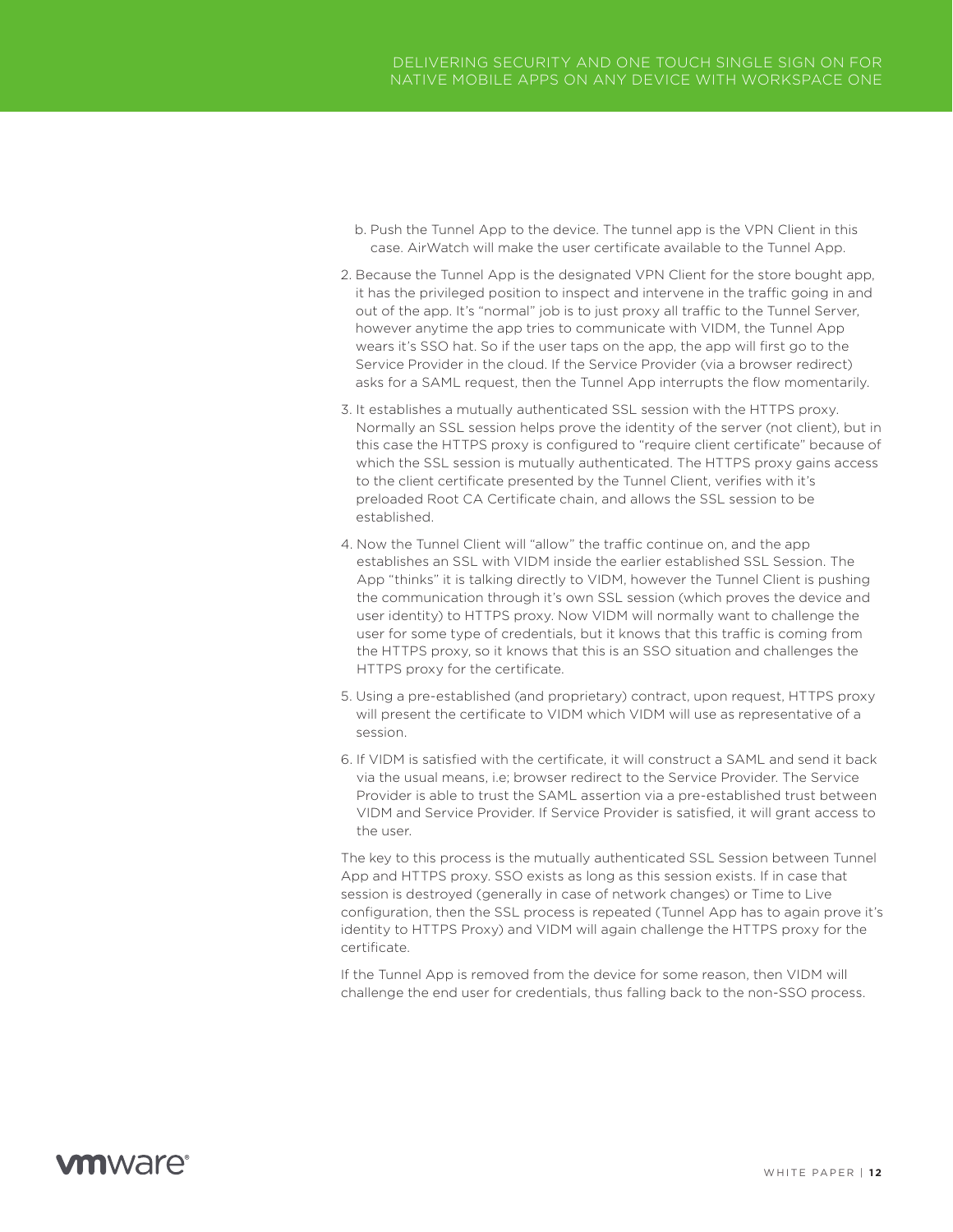b. Push the Tunnel App to the device. The tunnel app is the VPN Client in this case. AirWatch will make the user certificate available to the Tunnel App.

2. Because the Tunnel App is the designated VPN Client for the store bought app, it has the privileged position to inspect and intervene in the traffic going in and out of the app. It's "normal" job is to just proxy all traffic to the Tunnel Server, however anytime the app tries to communicate with VIDM, the Tunnel App wears it's SSO hat. So if the user taps on the app, the app will first go to the Service Provider in the cloud. If the Service Provider (via a browser redirect) asks for a SAML request, then the Tunnel App interrupts the flow momentarily.
3. It establishes a mutually authenticated SSL session with the HTTPS proxy. Normally an SSL session helps prove the identity of the server (not client), but in this case the HTTPS proxy is configured to "require client certificate" because of which the SSL session is mutually authenticated. The HTTPS proxy gains access to the client certificate presented by the Tunnel Client, verifies with it's preloaded Root CA Certificate chain, and allows the SSL session to be established.
4. Now the Tunnel Client will "allow" the traffic continue on, and the app establishes an SSL with VIDM inside the earlier established SSL Session. The App "thinks" it is talking directly to VIDM, however the Tunnel Client is pushing the communication through it's own SSL session (which proves the device and user identity) to HTTPS proxy. Now VIDM will normally want to challenge the user for some type of credentials, but it knows that this traffic is coming from the HTTPS proxy, so it knows that this is an SSO situation and challenges the HTTPS proxy for the certificate.
5. Using a pre-established (and proprietary) contract, upon request, HTTPS proxy will present the certificate to VIDM which VIDM will use as representative of a session.
6. If VIDM is satisfied with the certificate, it will construct a SAML and send it back via the usual means, i.e; browser redirect to the Service Provider. The Service Provider is able to trust the SAML assertion via a pre-established trust between VIDM and Service Provider. If Service Provider is satisfied, it will grant access to the user.

The key to this process is the mutually authenticated SSL Session between Tunnel App and HTTPS proxy. SSO exists as long as this session exists. If in case that session is destroyed (generally in case of network changes) or Time to Live configuration, then the SSL process is repeated (Tunnel App has to again prove it's identity to HTTPS Proxy) and VIDM will again challenge the HTTPS proxy for the certificate.

If the Tunnel App is removed from the device for some reason, then VIDM will challenge the end user for credentials, thus falling back to the non-SSO process.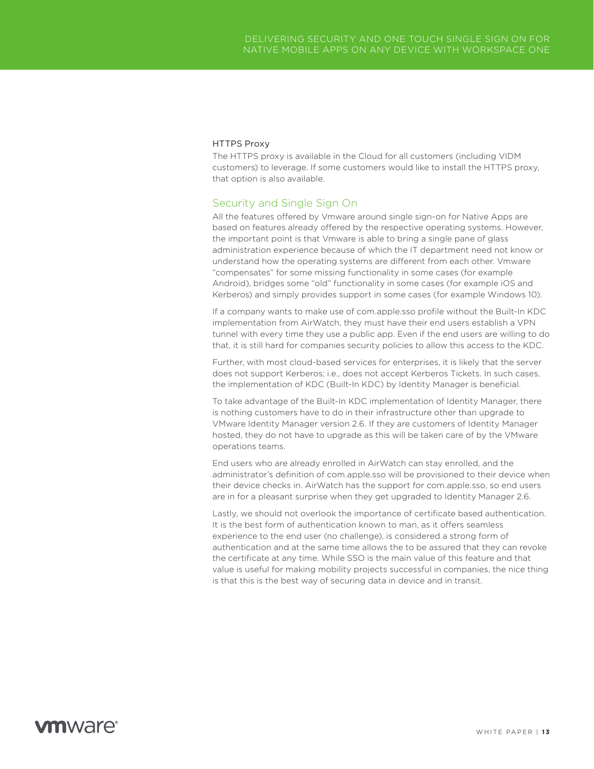### HTTPS Proxy

The HTTPS proxy is available in the Cloud for all customers (including VIDM customers) to leverage. If some customers would like to install the HTTPS proxy, that option is also available.

## Security and Single Sign On

All the features offered by Vmware around single sign-on for Native Apps are based on features already offered by the respective operating systems. However, the important point is that Vmware is able to bring a single pane of glass administration experience because of which the IT department need not know or understand how the operating systems are different from each other. Vmware "compensates" for some missing functionality in some cases (for example Android), bridges some "old" functionality in some cases (for example iOS and Kerberos) and simply provides support in some cases (for example Windows 10).

If a company wants to make use of com.apple.sso profile without the Built-In KDC implementation from AirWatch, they must have their end users establish a VPN tunnel with every time they use a public app. Even if the end users are willing to do that, it is still hard for companies security policies to allow this access to the KDC.

Further, with most cloud-based services for enterprises, it is likely that the server does not support Kerberos; i.e., does not accept Kerberos Tickets. In such cases, the implementation of KDC (Built-In KDC) by Identity Manager is beneficial.

To take advantage of the Built-In KDC implementation of Identity Manager, there is nothing customers have to do in their infrastructure other than upgrade to VMware Identity Manager version 2.6. If they are customers of Identity Manager hosted, they do not have to upgrade as this will be taken care of by the VMware operations teams.

End users who are already enrolled in AirWatch can stay enrolled, and the administrator's definition of com.apple.sso will be provisioned to their device when their device checks in. AirWatch has the support for com.apple.sso, so end users are in for a pleasant surprise when they get upgraded to Identity Manager 2.6.

Lastly, we should not overlook the importance of certificate based authentication. It is the best form of authentication known to man, as it offers seamless experience to the end user (no challenge), is considered a strong form of authentication and at the same time allows the to be assured that they can revoke the certificate at any time. While SSO is the main value of this feature and that value is useful for making mobility projects successful in companies, the nice thing is that this is the best way of securing data in device and in transit.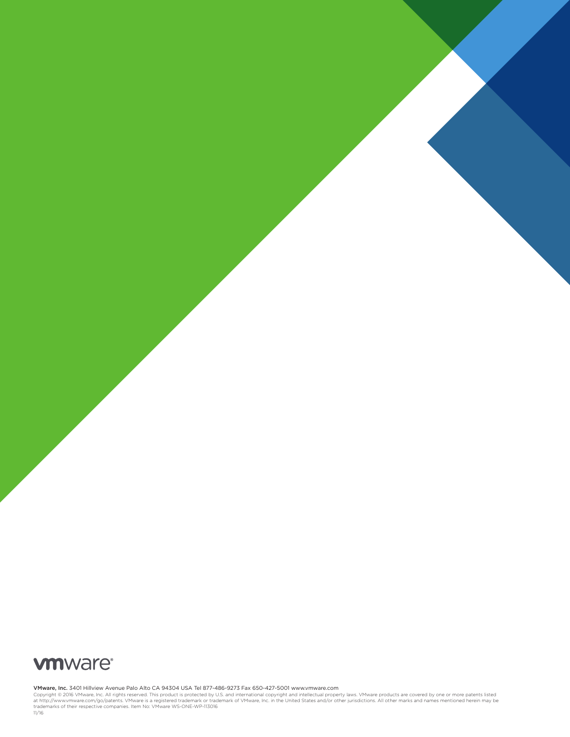**VMware, Inc.** 3401 Hillview Avenue Palo Alto CA 94304 USA Tel 877-486-9273 Fax 650-427-5001 www.vmware.com
Copyright © 2016 VMware, Inc. All rights reserved. This product is protected by U.S. and international copyright and intellectual property laws. VMware products are covered by one or more patents listed at http://www.vmware.com/go/patents. VMware is a registered trademark or trademark of VMware, Inc. in the United States and/or other jurisdictions. All other marks and names mentioned herein may be trademarks of their respective companies. Item No: VMware WS-ONE-WP-113016
11/16